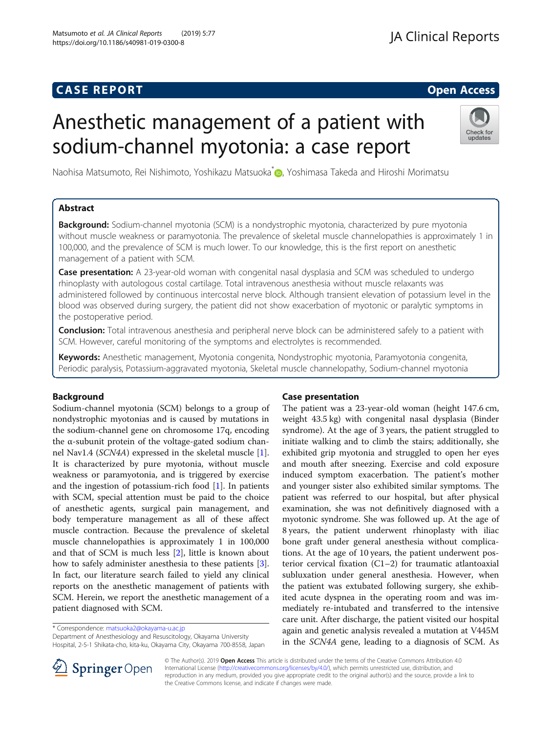# CASE REPORT

# Anesthetic management of a patient with sodium-channel myotonia: a case report

Naohisa Matsumoto, Rei Nishimoto, Yoshikazu Matsuoka*, Yoshimasa Takeda and Hiroshi Morimatsu

## Abstract

**Background:** Sodium-channel myotonia (SCM) is a nondystrophic myotonia, characterized by pure myotonia without muscle weakness or paramyotonia. The prevalence of skeletal muscle channelopathies is approximately 1 in 100,000, and the prevalence of SCM is much lower. To our knowledge, this is the first report on anesthetic management of a patient with SCM.

**Case presentation:** A 23-year-old woman with congenital nasal dysplasia and SCM was scheduled to undergo rhinoplasty with autologous costal cartilage. Total intravenous anesthesia without muscle relaxants was administered followed by continuous intercostal nerve block. Although transient elevation of potassium level in the blood was observed during surgery, the patient did not show exacerbation of myotonic or paralytic symptoms in the postoperative period.

**Conclusion:** Total intravenous anesthesia and peripheral nerve block can be administered safely to a patient with SCM. However, careful monitoring of the symptoms and electrolytes is recommended.

**Keywords:** Anesthetic management, Myotonia congenita, Nondystrophic myotonia, Paramyotonia congenita, Periodic paralysis, Potassium-aggravated myotonia, Skeletal muscle channelopathy, Sodium-channel myotonia

## Background

Sodium-channel myotonia (SCM) belongs to a group of nondystrophic myotonias and is caused by mutations in the sodium-channel gene on chromosome 17q, encoding the α-subunit protein of the voltage-gated sodium channel Nav1.4 (*SCN4A*) expressed in the skeletal muscle [1]. It is characterized by pure myotonia, without muscle weakness or paramyotonia, and is triggered by exercise and the ingestion of potassium-rich food [1]. In patients with SCM, special attention must be paid to the choice of anesthetic agents, surgical pain management, and body temperature management as all of these affect muscle contraction. Because the prevalence of skeletal muscle channelopathies is approximately 1 in 100,000 and that of SCM is much less [2], little is known about how to safely administer anesthesia to these patients [3]. In fact, our literature search failed to yield any clinical reports on the anesthetic management of patients with SCM. Herein, we report the anesthetic management of a patient diagnosed with SCM.

## Case presentation

The patient was a 23-year-old woman (height 147.6 cm, weight 43.5 kg) with congenital nasal dysplasia (Binder syndrome). At the age of 3 years, the patient struggled to initiate walking and to climb the stairs; additionally, she exhibited grip myotonia and struggled to open her eyes and mouth after sneezing. Exercise and cold exposure induced symptom exacerbation. The patient's mother and younger sister also exhibited similar symptoms. The patient was referred to our hospital, but after physical examination, she was not definitively diagnosed with a myotonic syndrome. She was followed up. At the age of 8 years, the patient underwent rhinoplasty with iliac bone graft under general anesthesia without complications. At the age of 10 years, the patient underwent posterior cervical fixation (C1–2) for traumatic atlantoaxial subluxation under general anesthesia. However, when the patient was extubated following surgery, she exhibited acute dyspnea in the operating room and was immediately re-intubated and transferred to the intensive care unit. After discharge, the patient visited our hospital again and genetic analysis revealed a mutation at V445M in the *SCN4A* gene, leading to a diagnosis of SCM. As

* Correspondence: matsuoka2@okayama-u.ac.jp
Department of Anesthesiology and Resuscitology, Okayama University Hospital, 2-5-1 Shikata-cho, kita-ku, Okayama City, Okayama 700-8558, Japan

© The Author(s). 2019 **Open Access** This article is distributed under the terms of the Creative Commons Attribution 4.0 International License (http://creativecommons.org/licenses/by/4.0/), which permits unrestricted use, distribution, and reproduction in any medium, provided you give appropriate credit to the original author(s) and the source, provide a link to the Creative Commons license, and indicate if changes were made.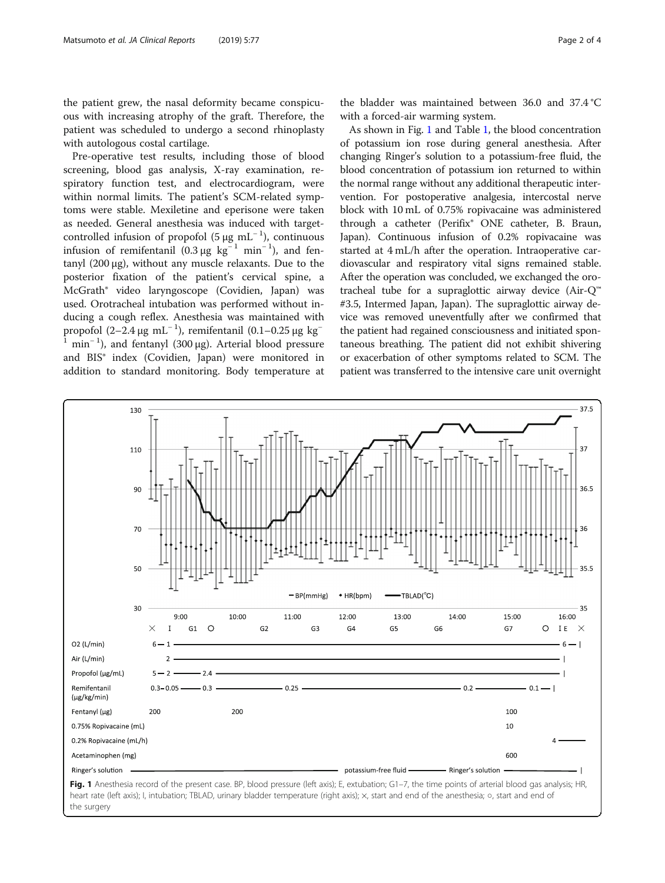the patient grew, the nasal deformity became conspicuous with increasing atrophy of the graft. Therefore, the patient was scheduled to undergo a second rhinoplasty with autologous costal cartilage.

Pre-operative test results, including those of blood screening, blood gas analysis, X-ray examination, respiratory function test, and electrocardiogram, were within normal limits. The patient's SCM-related symptoms were stable. Mexiletine and eperisone were taken as needed. General anesthesia was induced with target-controlled infusion of propofol (5 μg mL$^{-1}$), continuous infusion of remifentanil (0.3 μg kg$^{-1}$ min$^{-1}$), and fentanyl (200 μg), without any muscle relaxants. Due to the posterior fixation of the patient's cervical spine, a McGrath® video laryngoscope (Covidien, Japan) was used. Orotracheal intubation was performed without inducing a cough reflex. Anesthesia was maintained with propofol (2–2.4 μg mL$^{-1}$), remifentanil (0.1–0.25 μg kg$^{-1}$ min$^{-1}$), and fentanyl (300 μg). Arterial blood pressure and BIS® index (Covidien, Japan) were monitored in addition to standard monitoring. Body temperature at the bladder was maintained between 36.0 and 37.4 °C with a forced-air warming system.

As shown in Fig. 1 and Table 1, the blood concentration of potassium ion rose during general anesthesia. After changing Ringer's solution to a potassium-free fluid, the blood concentration of potassium ion returned to within the normal range without any additional therapeutic intervention. For postoperative analgesia, intercostal nerve block with 10 mL of 0.75% ropivacaine was administered through a catheter (Perifix® ONE catheter, B. Braun, Japan). Continuous infusion of 0.2% ropivacaine was started at 4 mL/h after the operation. Intraoperative cardiovascular and respiratory vital signs remained stable. After the operation was concluded, we exchanged the orotracheal tube for a supraglottic airway device (Air-Q™ #3.5, Intermed Japan, Japan). The supraglottic airway device was removed uneventfully after we confirmed that the patient had regained consciousness and initiated spontaneous breathing. The patient did not exhibit shivering or exacerbation of other symptoms related to SCM. The patient was transferred to the intensive care unit overnight

130
110
90
70
50
30
37.5
37
36.5
36
35.5
35
BP(mmHg) HR(bpm) TBLAD(℃)
9:00 10:00 11:00 12:00 13:00 14:00 15:00 16:00
× I G1 ○ G2 G3 G4 G5 G6 G7 ○ I E ×
O2 (L/min) 6 — 1 6 — |
Air (L/min) 2 |
Propofol (μg/mL) 5 — 2 2.4 |
Remifentanil (μg/kg/min) 0.3 — 0.05 0.3 0.25 0.2 0.1 — |
Fentanyl (μg) 200 200 100
0.75% Ropivacaine (mL) 10
0.2% Ropivacaine (mL/h) 4
Acetaminophen (mg) 600
Ringer's solution potassium-free fluid Ringer's solution |

**Fig. 1** Anesthesia record of the present case. BP, blood pressure (left axis); E, extubation; G1–7, the time points of arterial blood gas analysis; HR, heart rate (left axis); I, intubation; TBLAD, urinary bladder temperature (right axis); ×, start and end of the anesthesia; ○, start and end of the surgery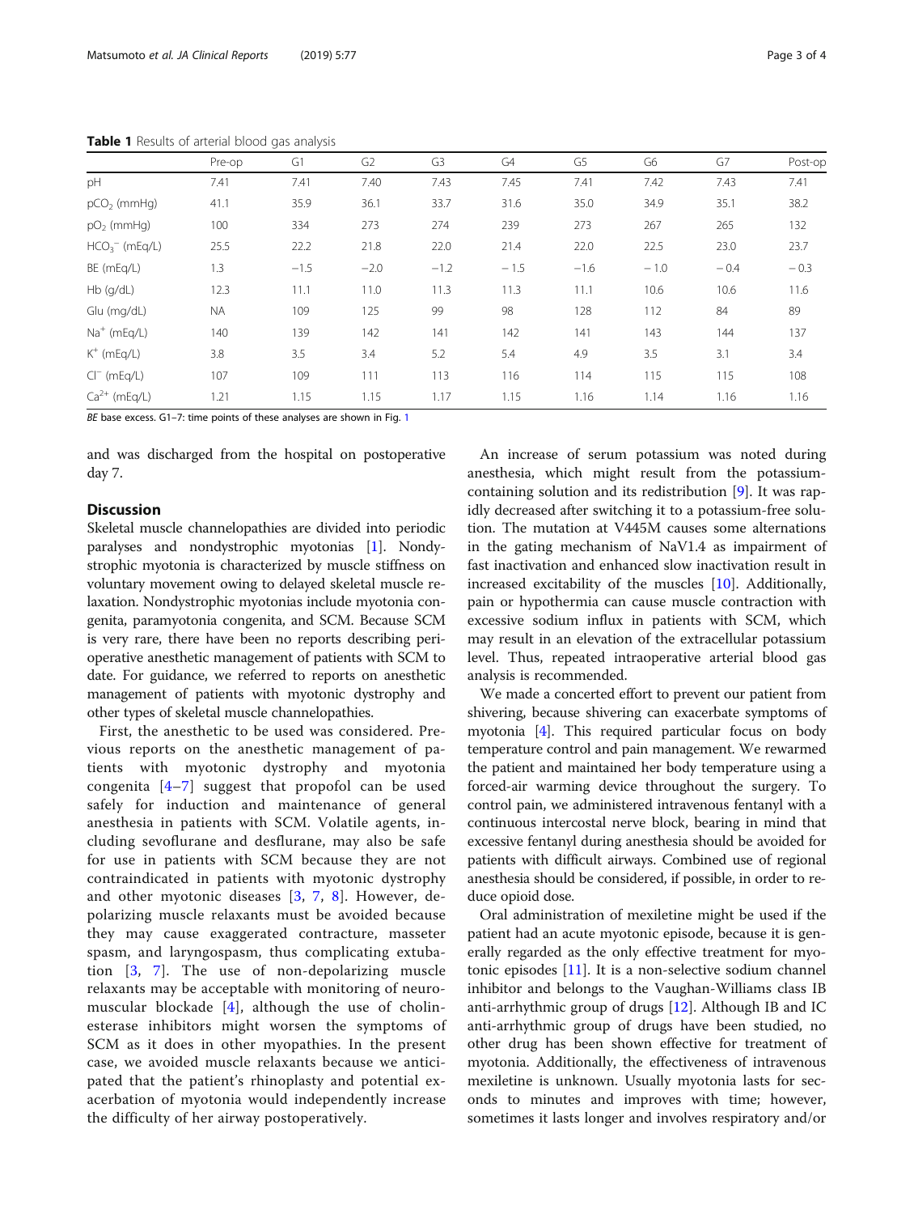**Table 1** Results of arterial blood gas analysis

| | Pre-op | G1 | G2 | G3 | G4 | G5 | G6 | G7 | Post-op |
|---|---|---|---|---|---|---|---|---|---|
| pH | 7.41 | 7.41 | 7.40 | 7.43 | 7.45 | 7.41 | 7.42 | 7.43 | 7.41 |
| $pCO_2$ (mmHg) | 41.1 | 35.9 | 36.1 | 33.7 | 31.6 | 35.0 | 34.9 | 35.1 | 38.2 |
| $pO_2$ (mmHg) | 100 | 334 | 273 | 274 | 239 | 273 | 267 | 265 | 132 |
| $HCO_3^-$ (mEq/L) | 25.5 | 22.2 | 21.8 | 22.0 | 21.4 | 22.0 | 22.5 | 23.0 | 23.7 |
| BE (mEq/L) | 1.3 | −1.5 | −2.0 | −1.2 | − 1.5 | −1.6 | − 1.0 | − 0.4 | − 0.3 |
| Hb (g/dL) | 12.3 | 11.1 | 11.0 | 11.3 | 11.3 | 11.1 | 10.6 | 10.6 | 11.6 |
| Glu (mg/dL) | NA | 109 | 125 | 99 | 98 | 128 | 112 | 84 | 89 |
| $Na^+$ (mEq/L) | 140 | 139 | 142 | 141 | 142 | 141 | 143 | 144 | 137 |
| $K^+$ (mEq/L) | 3.8 | 3.5 | 3.4 | 5.2 | 5.4 | 4.9 | 3.5 | 3.1 | 3.4 |
| $Cl^-$ (mEq/L) | 107 | 109 | 111 | 113 | 116 | 114 | 115 | 115 | 108 |
| $Ca^{2+}$ (mEq/L) | 1.21 | 1.15 | 1.15 | 1.17 | 1.15 | 1.16 | 1.14 | 1.16 | 1.16 |

*BE* base excess. G1–7: time points of these analyses are shown in Fig. 1

and was discharged from the hospital on postoperative day 7.

## Discussion

Skeletal muscle channelopathies are divided into periodic paralyses and nondystrophic myotonias [1]. Nondystrophic myotonia is characterized by muscle stiffness on voluntary movement owing to delayed skeletal muscle relaxation. Nondystrophic myotonias include myotonia congenita, paramyotonia congenita, and SCM. Because SCM is very rare, there have been no reports describing perioperative anesthetic management of patients with SCM to date. For guidance, we referred to reports on anesthetic management of patients with myotonic dystrophy and other types of skeletal muscle channelopathies.

First, the anesthetic to be used was considered. Previous reports on the anesthetic management of patients with myotonic dystrophy and myotonia congenita [4–7] suggest that propofol can be used safely for induction and maintenance of general anesthesia in patients with SCM. Volatile agents, including sevoflurane and desflurane, may also be safe for use in patients with SCM because they are not contraindicated in patients with myotonic dystrophy and other myotonic diseases [3, 7, 8]. However, depolarizing muscle relaxants must be avoided because they may cause exaggerated contracture, masseter spasm, and laryngospasm, thus complicating extubation [3, 7]. The use of non-depolarizing muscle relaxants may be acceptable with monitoring of neuromuscular blockade [4], although the use of cholinesterase inhibitors might worsen the symptoms of SCM as it does in other myopathies. In the present case, we avoided muscle relaxants because we anticipated that the patient's rhinoplasty and potential exacerbation of myotonia would independently increase the difficulty of her airway postoperatively.

An increase of serum potassium was noted during anesthesia, which might result from the potassium-containing solution and its redistribution [9]. It was rapidly decreased after switching it to a potassium-free solution. The mutation at V445M causes some alternations in the gating mechanism of NaV1.4 as impairment of fast inactivation and enhanced slow inactivation result in increased excitability of the muscles [10]. Additionally, pain or hypothermia can cause muscle contraction with excessive sodium influx in patients with SCM, which may result in an elevation of the extracellular potassium level. Thus, repeated intraoperative arterial blood gas analysis is recommended.

We made a concerted effort to prevent our patient from shivering, because shivering can exacerbate symptoms of myotonia [4]. This required particular focus on body temperature control and pain management. We rewarmed the patient and maintained her body temperature using a forced-air warming device throughout the surgery. To control pain, we administered intravenous fentanyl with a continuous intercostal nerve block, bearing in mind that excessive fentanyl during anesthesia should be avoided for patients with difficult airways. Combined use of regional anesthesia should be considered, if possible, in order to reduce opioid dose.

Oral administration of mexiletine might be used if the patient had an acute myotonic episode, because it is generally regarded as the only effective treatment for myotonic episodes [11]. It is a non-selective sodium channel inhibitor and belongs to the Vaughan-Williams class IB anti-arrhythmic group of drugs [12]. Although IB and IC anti-arrhythmic group of drugs have been studied, no other drug has been shown effective for treatment of myotonia. Additionally, the effectiveness of intravenous mexiletine is unknown. Usually myotonia lasts for seconds to minutes and improves with time; however, sometimes it lasts longer and involves respiratory and/or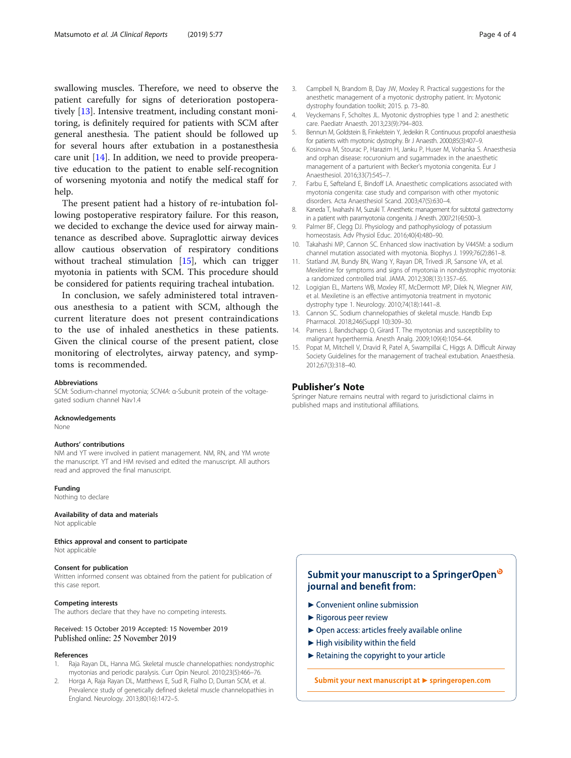swallowing muscles. Therefore, we need to observe the patient carefully for signs of deterioration postoperatively [13]. Intensive treatment, including constant monitoring, is definitely required for patients with SCM after general anesthesia. The patient should be followed up for several hours after extubation in a postanesthesia care unit [14]. In addition, we need to provide preoperative education to the patient to enable self-recognition of worsening myotonia and notify the medical staff for help.

The present patient had a history of re-intubation following postoperative respiratory failure. For this reason, we decided to exchange the device used for airway maintenance as described above. Supraglottic airway devices allow cautious observation of respiratory conditions without tracheal stimulation [15], which can trigger myotonia in patients with SCM. This procedure should be considered for patients requiring tracheal intubation.

In conclusion, we safely administered total intravenous anesthesia to a patient with SCM, although the current literature does not present contraindications to the use of inhaled anesthetics in these patients. Given the clinical course of the present patient, close monitoring of electrolytes, airway patency, and symptoms is recommended.

#### Abbreviations

SCM: Sodium-channel myotonia; *SCN4A*: α-Subunit protein of the voltage-gated sodium channel Nav1.4

#### Acknowledgements

None

#### Authors' contributions

NM and YT were involved in patient management. NM, RN, and YM wrote the manuscript. YT and HM revised and edited the manuscript. All authors read and approved the final manuscript.

#### Funding

Nothing to declare

#### Availability of data and materials

Not applicable

#### Ethics approval and consent to participate

Not applicable

#### Consent for publication

Written informed consent was obtained from the patient for publication of this case report.

#### Competing interests

The authors declare that they have no competing interests.

Received: 15 October 2019 Accepted: 15 November 2019
Published online: 25 November 2019

#### References

1. Raja Rayan DL, Hanna MG. Skeletal muscle channelopathies: nondystrophic myotonias and periodic paralysis. Curr Opin Neurol. 2010;23(5):466–76.
2. Horga A, Raja Rayan DL, Matthews E, Sud R, Fialho D, Durran SCM, et al. Prevalence study of genetically defined skeletal muscle channelopathies in England. Neurology. 2013;80(16):1472–5.
3. Campbell N, Brandom B, Day JW, Moxley R. Practical suggestions for the anesthetic management of a myotonic dystrophy patient. In: Myotonic dystrophy foundation toolkit; 2015. p. 73–80.
4. Veyckemans F, Scholtes JL. Myotonic dystrophies type 1 and 2: anesthetic care. Paediatr Anaesth. 2013;23(9):794–803.
5. Bennun M, Goldstein B, Finkelstein Y, Jedeikin R. Continuous propofol anaesthesia for patients with myotonic dystrophy. Br J Anaesth. 2000;85(3):407–9.
6. Kosinova M, Stourac P, Harazim H, Janku P, Huser M, Vohanka S. Anaesthesia and orphan disease: rocuronium and sugammadex in the anaesthetic management of a parturient with Becker's myotonia congenita. Eur J Anaesthesiol. 2016;33(7):545–7.
7. Farbu E, Søfteland E, Bindoff LA. Anaesthetic complications associated with myotonia congenita: case study and comparison with other myotonic disorders. Acta Anaesthesiol Scand. 2003;47(5):630–4.
8. Kaneda T, Iwahashi M, Suzuki T. Anesthetic management for subtotal gastrectomy in a patient with paramyotonia congenita. J Anesth. 2007;21(4):500–3.
9. Palmer BF, Clegg DJ. Physiology and pathophysiology of potassium homeostasis. Adv Physiol Educ. 2016;40(4):480–90.
10. Takahashi MP, Cannon SC. Enhanced slow inactivation by V445M: a sodium channel mutation associated with myotonia. Biophys J. 1999;76(2):861–8.
11. Statland JM, Bundy BN, Wang Y, Rayan DR, Trivedi JR, Sansone VA, et al. Mexiletine for symptoms and signs of myotonia in nondystrophic myotonia: a randomized controlled trial. JAMA. 2012;308(13):1357–65.
12. Logigian EL, Martens WB, Moxley RT, McDermott MP, Dilek N, Wiegner AW, et al. Mexiletine is an effective antimyotonia treatment in myotonic dystrophy type 1. Neurology. 2010;74(18):1441–8.
13. Cannon SC. Sodium channelopathies of skeletal muscle. Handb Exp Pharmacol. 2018;246(Suppl 10):309–30.
14. Parness J, Bandschapp O, Girard T. The myotonias and susceptibility to malignant hyperthermia. Anesth Analg. 2009;109(4):1054–64.
15. Popat M, Mitchell V, Dravid R, Patel A, Swampillai C, Higgs A. Difficult Airway Society Guidelines for the management of tracheal extubation. Anaesthesia. 2012;67(3):318–40.

### Publisher's Note

Springer Nature remains neutral with regard to jurisdictional claims in published maps and institutional affiliations.